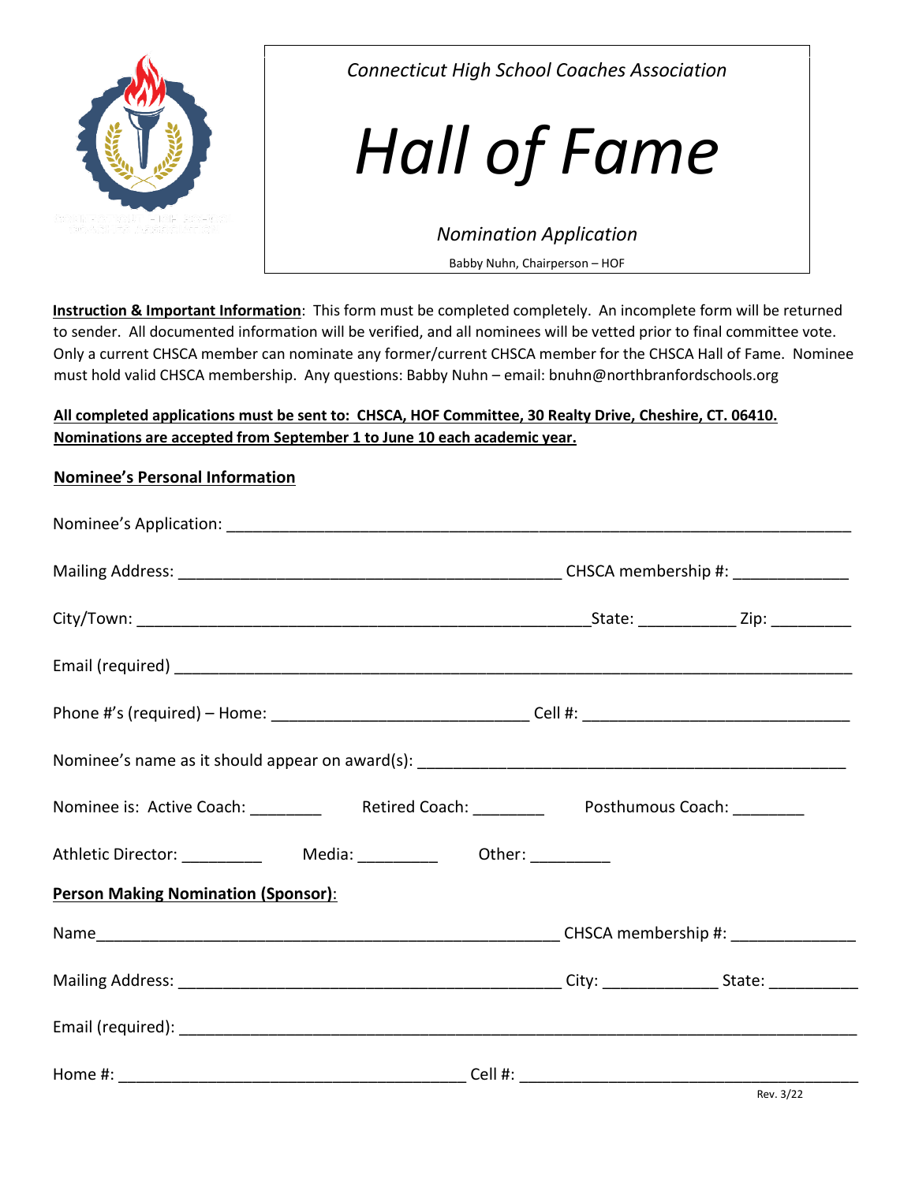*Connecticut High School Coaches Association*

# *Hall of Fame*

*Nomination Application*

Babby Nuhn, Chairperson – HOF

**Instruction & Important Information**: This form must be completed completely. An incomplete form will be returned to sender. All documented information will be verified, and all nominees will be vetted prior to final committee vote. Only a current CHSCA member can nominate any former/current CHSCA member for the CHSCA Hall of Fame. Nominee must hold valid CHSCA membership. Any questions: Babby Nuhn – email: bnuhn@northbranfordschools.org

**All completed applications must be sent to: CHSCA, HOF Committee, 30 Realty Drive, Cheshire, CT. 06410.**
**Nominations are accepted from September 1 to June 10 each academic year.**

**Nominee's Personal Information**

Nominee's Application: ___________________________________________________________

Mailing Address: ____________________________________ CHSCA membership #: ___________

City/Town: __________________________________________ State: __________ Zip: ________

Email (required) ________________________________________________________________

Phone #'s (required) – Home: ________________________ Cell #: ________________________

Nominee's name as it should appear on award(s): ______________________________________

Nominee is: Active Coach: ________ Retired Coach: ________ Posthumous Coach: ________

Athletic Director: _________ Media: _________ Other: _________

**Person Making Nomination (Sponsor)**:

Name__________________________________________ CHSCA membership #: ____________

Mailing Address: ____________________________________ City: ___________ State: _________

Email (required): _________________________________________________________________

Home #: _______________________________ Cell #: _________________________________

Rev. 3/22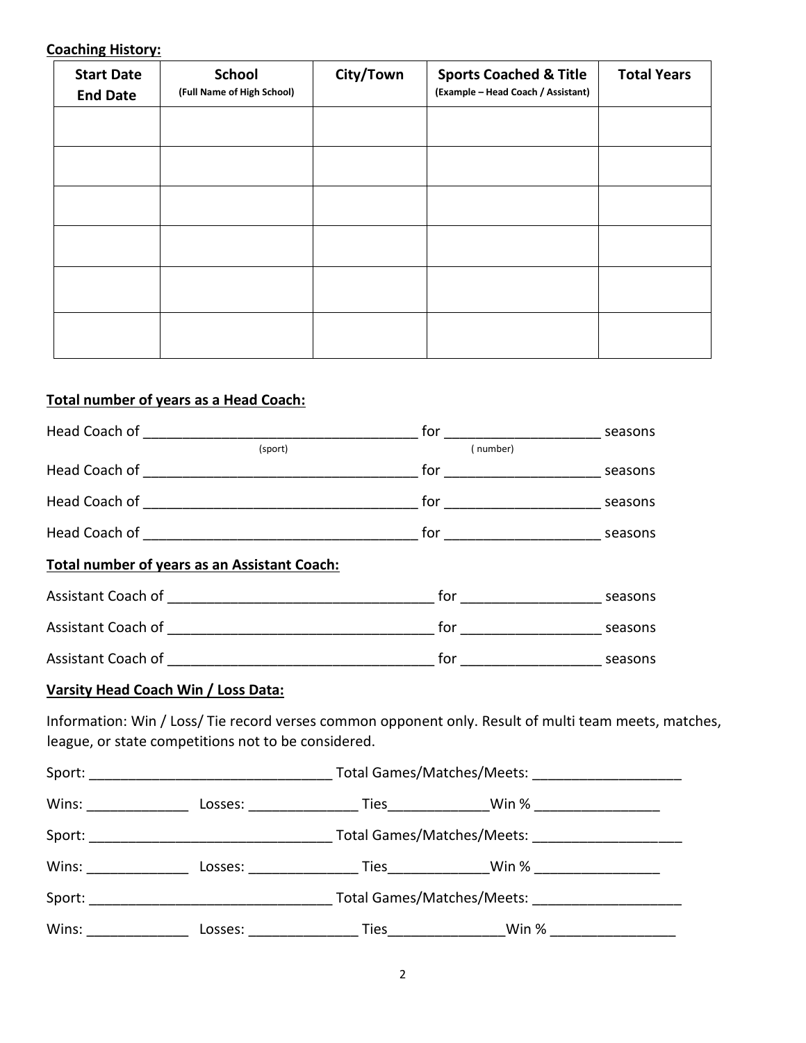**Coaching History:**

| Start Date<br>End Date | School<br>(Full Name of High School) | City/Town | Sports Coached & Title<br>(Example – Head Coach / Assistant) | Total Years |
|---|---|---|---|---|
| | | | | |
| | | | | |
| | | | | |
| | | | | |
| | | | | |
| | | | | |

**Total number of years as a Head Coach:**

Head Coach of ___________________________________ for ____________________ seasons
(sport) ( number)

Head Coach of ___________________________________ for ____________________ seasons

Head Coach of ___________________________________ for ____________________ seasons

Head Coach of ___________________________________ for ____________________ seasons

**Total number of years as an Assistant Coach:**

Assistant Coach of _________________________________ for __________________ seasons

Assistant Coach of _________________________________ for __________________ seasons

Assistant Coach of _________________________________ for __________________ seasons

**Varsity Head Coach Win / Loss Data:**

Information: Win / Loss/ Tie record verses common opponent only. Result of multi team meets, matches, league, or state competitions not to be considered.

Sport: _______________________________ Total Games/Matches/Meets: ___________________

Wins: _____________ Losses: ______________ Ties_____________Win % ________________

Sport: _______________________________ Total Games/Matches/Meets: ___________________

Wins: _____________ Losses: ______________ Ties_____________Win % ________________

Sport: _______________________________ Total Games/Matches/Meets: ___________________

Wins: _____________ Losses: ______________ Ties_______________Win % ________________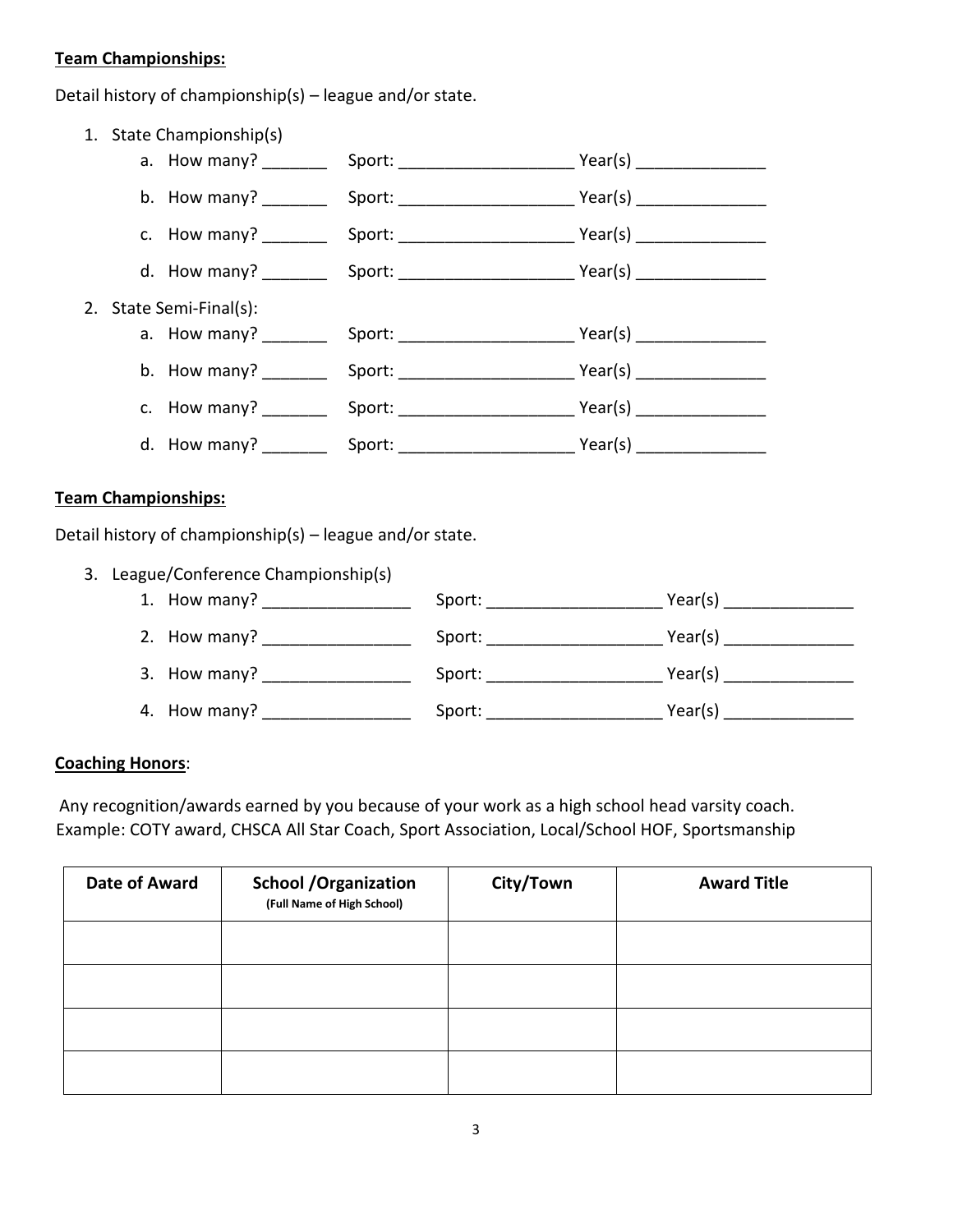**Team Championships:**

Detail history of championship(s) – league and/or state.

1. State Championship(s)
   a. How many? _______ Sport: ___________________ Year(s) ______________
   b. How many? _______ Sport: ___________________ Year(s) ______________
   c. How many? _______ Sport: ___________________ Year(s) ______________
   d. How many? _______ Sport: ___________________ Year(s) ______________
2. State Semi-Final(s):
   a. How many? _______ Sport: ___________________ Year(s) ______________
   b. How many? _______ Sport: ___________________ Year(s) ______________
   c. How many? _______ Sport: ___________________ Year(s) ______________
   d. How many? _______ Sport: ___________________ Year(s) ______________

**Team Championships:**

Detail history of championship(s) – league and/or state.

3. League/Conference Championship(s)
   1. How many? ________________ Sport: ___________________ Year(s) ______________
   2. How many? ________________ Sport: ___________________ Year(s) ______________
   3. How many? ________________ Sport: ___________________ Year(s) ______________
   4. How many? ________________ Sport: ___________________ Year(s) ______________

**Coaching Honors**:

Any recognition/awards earned by you because of your work as a high school head varsity coach. Example: COTY award, CHSCA All Star Coach, Sport Association, Local/School HOF, Sportsmanship

| Date of Award | School /Organization (Full Name of High School) | City/Town | Award Title |
|---|---|---|---|
| | | | |
| | | | |
| | | | |
| | | | |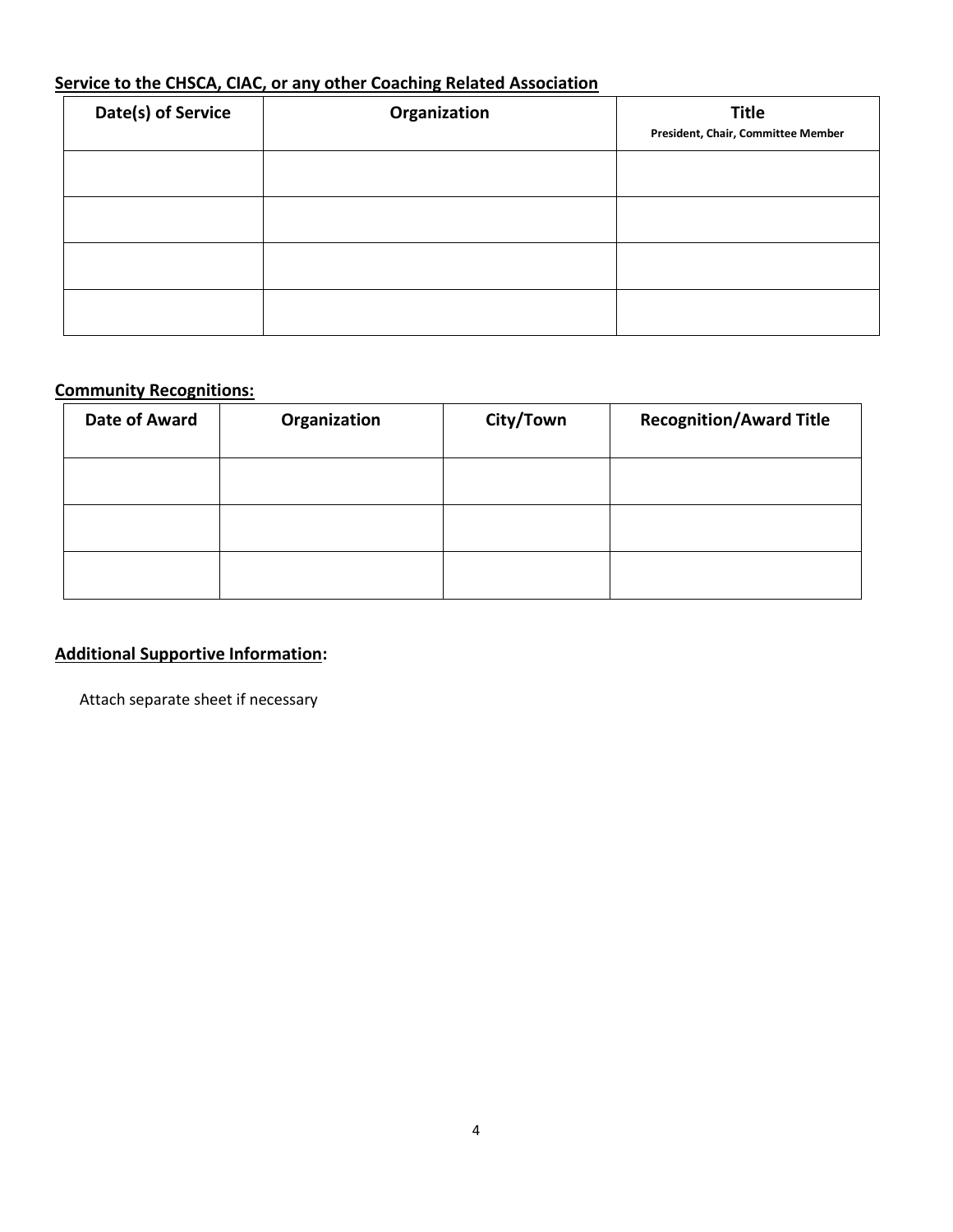**<u>Service to the CHSCA, CIAC, or any other Coaching Related Association</u>**

| Date(s) of Service | Organization | Title<br>President, Chair, Committee Member |
|---|---|---|
| | | |
| | | |
| | | |
| | | |

**<u>Community Recognitions:</u>**

| Date of Award | Organization | City/Town | Recognition/Award Title |
|---|---|---|---|
| | | | |
| | | | |
| | | | |

**<u>Additional Supportive Information</u>:**

Attach separate sheet if necessary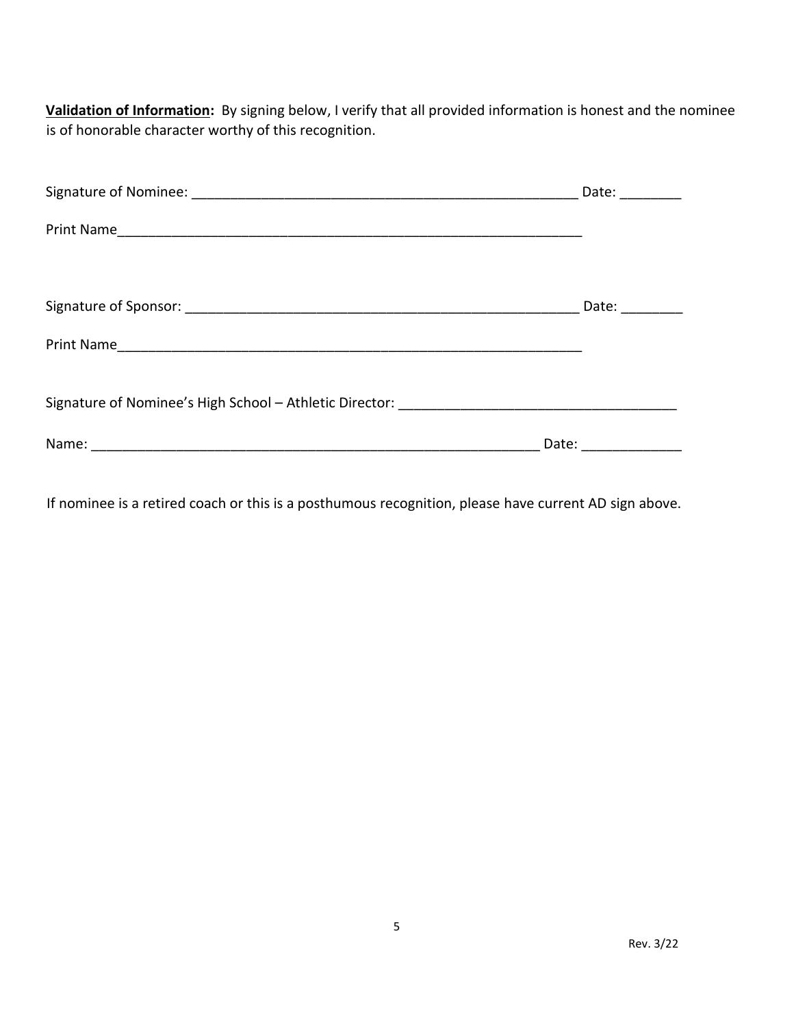**<u>Validation of Information</u>:** By signing below, I verify that all provided information is honest and the nominee is of honorable character worthy of this recognition.

Signature of Nominee: ___________________________________________________ Date: ________

Print Name_____________________________________________________________

Signature of Sponsor: ____________________________________________________ Date: ________

Print Name_____________________________________________________________

Signature of Nominee's High School – Athletic Director: ___________________________________

Name: __________________________________________________________ Date: _____________

If nominee is a retired coach or this is a posthumous recognition, please have current AD sign above.

Rev. 3/22